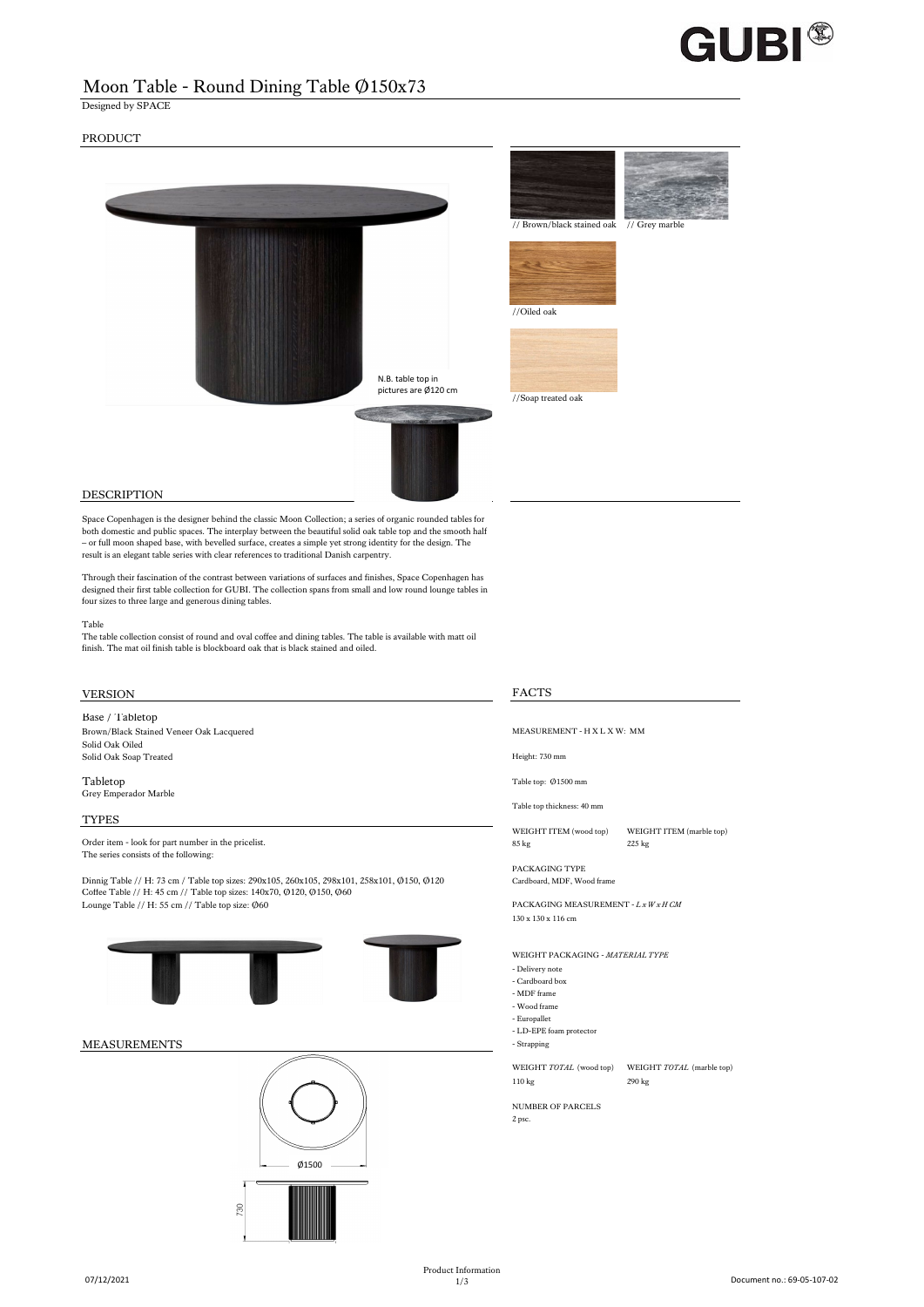# Moon Table - Round Dining Table Ø150x73

Designed by SPACE

## PRODUCT

N.B. table top in pictures are Ø120 cm

// Brown/black stained oak

// Grey marble

//Oiled oak

//Soap treated oak

## DESCRIPTION

Space Copenhagen is the designer behind the classic Moon Collection; a series of organic rounded tables for both domestic and public spaces. The interplay between the beautiful solid oak table top and the smooth half – or full moon shaped base, with bevelled surface, creates a simple yet strong identity for the design. The result is an elegant table series with clear references to traditional Danish carpentry.

Through their fascination of the contrast between variations of surfaces and finishes, Space Copenhagen has designed their first table collection for GUBI. The collection spans from small and low round lounge tables in four sizes to three large and generous dining tables.

Table

The table collection consist of round and oval coffee and dining tables. The table is available with matt oil finish. The mat oil finish table is blockboard oak that is black stained and oiled.

## VERSION

Base / Tabletop

Brown/Black Stained Veneer Oak Lacquered

Solid Oak Oiled

Solid Oak Soap Treated

Tabletop

Grey Emperador Marble

## TYPES

Order item - look for part number in the pricelist.

The series consists of the following:

Dinnig Table // H: 73 cm / Table top sizes: 290x105, 260x105, 298x101, 258x101, Ø150, Ø120

Coffee Table // H: 45 cm // Table top sizes: 140x70, Ø120, Ø150, Ø60

Lounge Table // H: 55 cm // Table top size: Ø60

## MEASUREMENTS

Ø1500

730

## FACTS

MEASUREMENT - H X L X W: MM

Height: 730 mm

Table top: Ø1500 mm

Table top thickness: 40 mm

| WEIGHT ITEM (wood top) | WEIGHT ITEM (marble top) |
|---|---|
| 85 kg | 225 kg |

PACKAGING TYPE

Cardboard, MDF, Wood frame

PACKAGING MEASUREMENT - *L x W x H CM*

130 x 130 x 116 cm

WEIGHT PACKAGING - *MATERIAL TYPE*

- Delivery note
- Cardboard box
- MDF frame
- Wood frame
- Europallet
- LD-EPE foam protector
- Strapping

| WEIGHT *TOTAL* (wood top) | WEIGHT *TOTAL* (marble top) |
|---|---|
| 110 kg | 290 kg |

NUMBER OF PARCELS

2 psc.

Product Information

07/12/2021

Document no.: 69-05-107-02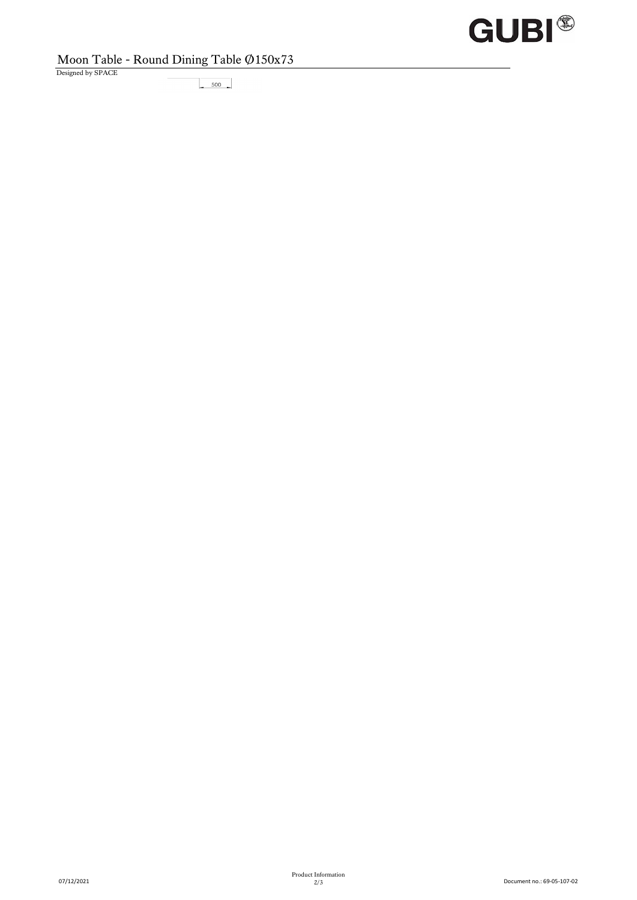# Moon Table - Round Dining Table Ø150x73

Designed by SPACE

500

Product Information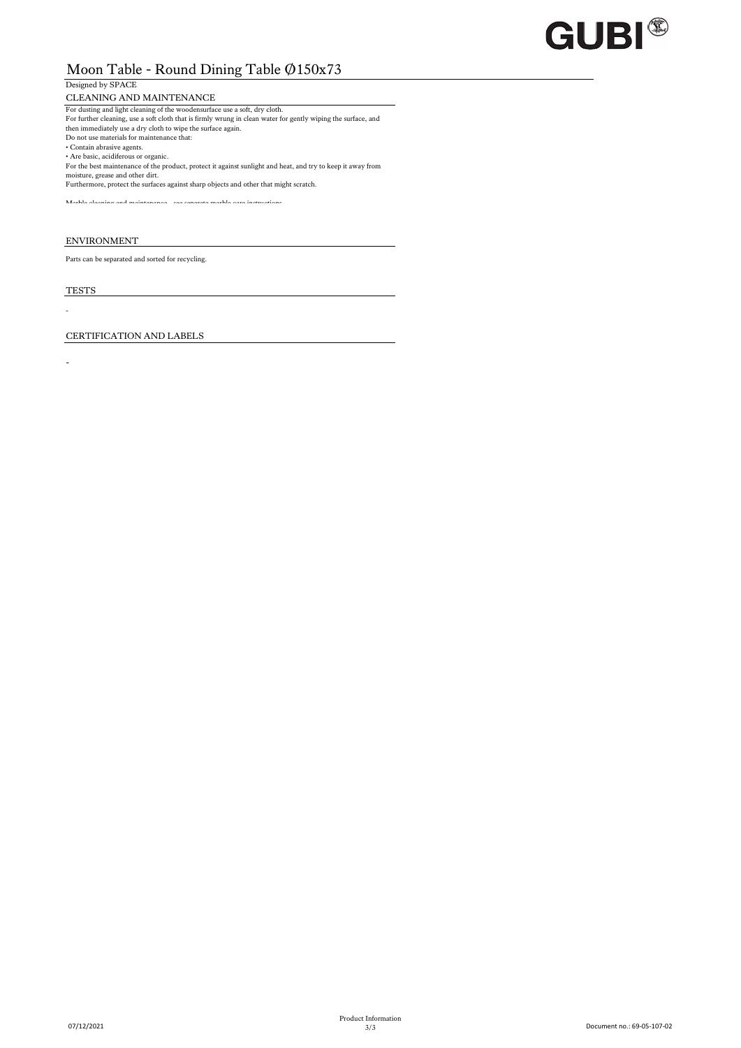# Moon Table - Round Dining Table Ø150x73

Designed by SPACE

## CLEANING AND MAINTENANCE

For dusting and light cleaning of the woodensurface use a soft, dry cloth.
For further cleaning, use a soft cloth that is firmly wrung in clean water for gently wiping the surface, and then immediately use a dry cloth to wipe the surface again.
Do not use materials for maintenance that:
• Contain abrasive agents.
• Are basic, acidiferous or organic.
For the best maintenance of the product, protect it against sunlight and heat, and try to keep it away from moisture, grease and other dirt.
Furthermore, protect the surfaces against sharp objects and other that might scratch.

Marble cleaning and maintenance - see separate marble care instructions

## ENVIRONMENT

Parts can be separated and sorted for recycling.

## TESTS

-

## CERTIFICATION AND LABELS

-

07/12/2021 Product Information Document no.: 69-05-107-02